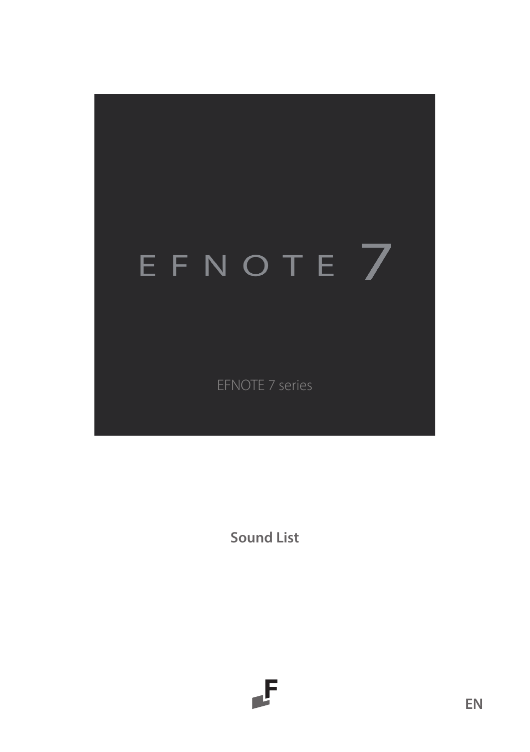# EFNOTE 7

EFNOTE 7 series

## Sound List

EN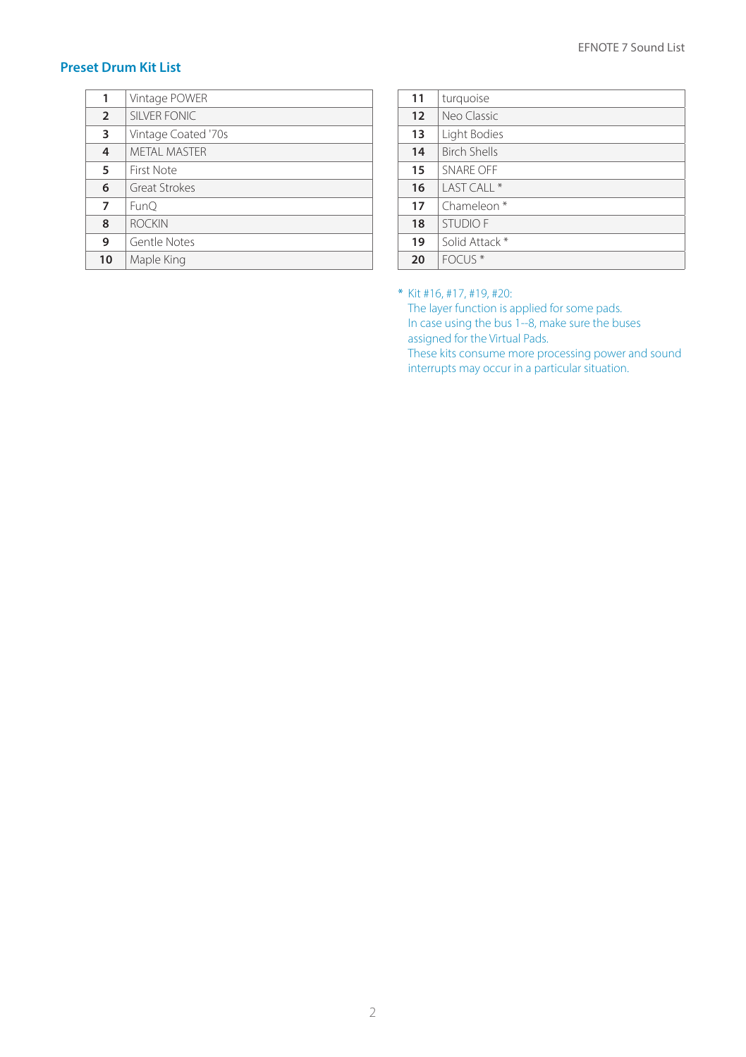## Preset Drum Kit List

| | |
|---|---|
| **1** | Vintage POWER |
| **2** | SILVER FONIC |
| **3** | Vintage Coated '70s |
| **4** | METAL MASTER |
| **5** | First Note |
| **6** | Great Strokes |
| **7** | FunQ |
| **8** | ROCKIN |
| **9** | Gentle Notes |
| **10** | Maple King |

| | |
|---|---|
| **11** | turquoise |
| **12** | Neo Classic |
| **13** | Light Bodies |
| **14** | Birch Shells |
| **15** | SNARE OFF |
| **16** | LAST CALL * |
| **17** | Chameleon * |
| **18** | STUDIO F |
| **19** | Solid Attack * |
| **20** | FOCUS * |

\* Kit #16, #17, #19, #20:
The layer function is applied for some pads.
In case using the bus 1--8, make sure the buses assigned for the Virtual Pads.
These kits consume more processing power and sound interrupts may occur in a particular situation.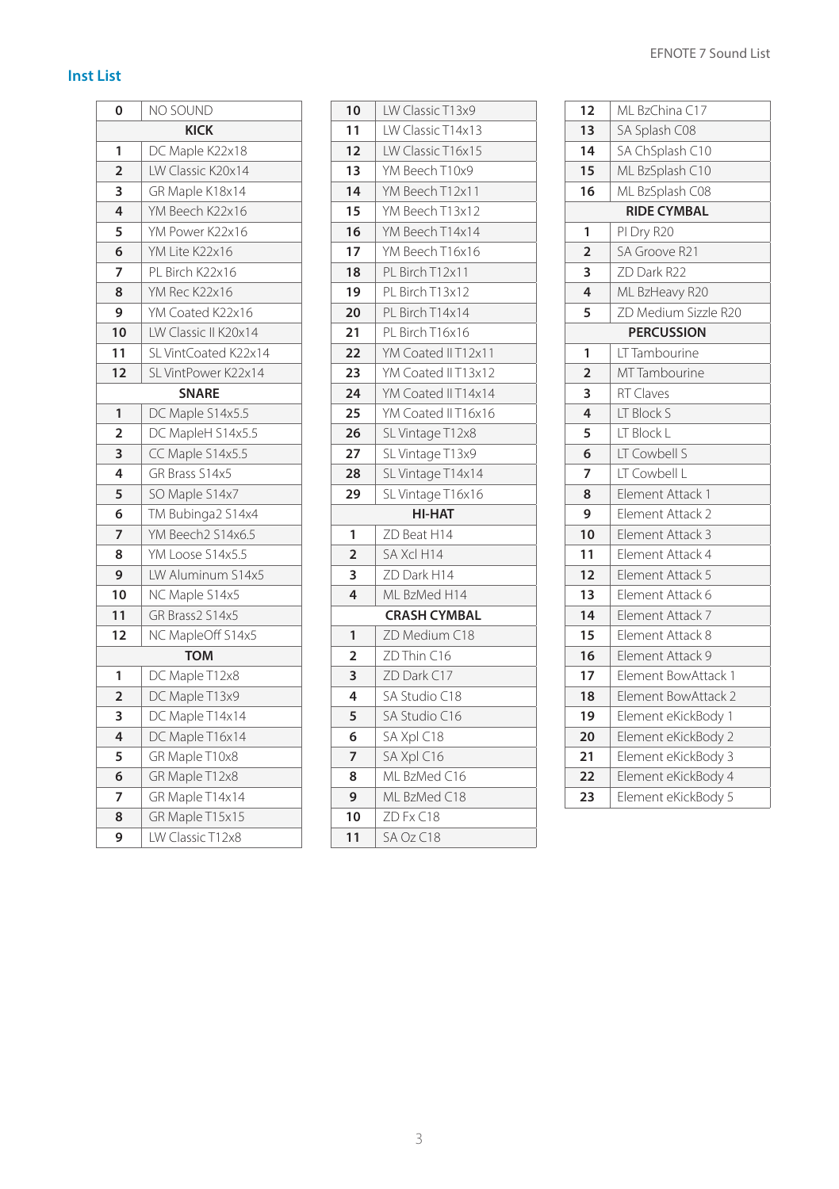## Inst List

| 0 | NO SOUND |
|---|---|
| **KICK** | |
| 1 | DC Maple K22x18 |
| 2 | LW Classic K20x14 |
| 3 | GR Maple K18x14 |
| 4 | YM Beech K22x16 |
| 5 | YM Power K22x16 |
| 6 | YM Lite K22x16 |
| 7 | PL Birch K22x16 |
| 8 | YM Rec K22x16 |
| 9 | YM Coated K22x16 |
| 10 | LW Classic II K20x14 |
| 11 | SL VintCoated K22x14 |
| 12 | SL VintPower K22x14 |
| **SNARE** | |
| 1 | DC Maple S14x5.5 |
| 2 | DC MapleH S14x5.5 |
| 3 | CC Maple S14x5.5 |
| 4 | GR Brass S14x5 |
| 5 | SO Maple S14x7 |
| 6 | TM Bubinga2 S14x4 |
| 7 | YM Beech2 S14x6.5 |
| 8 | YM Loose S14x5.5 |
| 9 | LW Aluminum S14x5 |
| 10 | NC Maple S14x5 |
| 11 | GR Brass2 S14x5 |
| 12 | NC MapleOff S14x5 |
| **TOM** | |
| 1 | DC Maple T12x8 |
| 2 | DC Maple T13x9 |
| 3 | DC Maple T14x14 |
| 4 | DC Maple T16x14 |
| 5 | GR Maple T10x8 |
| 6 | GR Maple T12x8 |
| 7 | GR Maple T14x14 |
| 8 | GR Maple T15x15 |
| 9 | LW Classic T12x8 |
| 10 | LW Classic T13x9 |
| 11 | LW Classic T14x13 |
| 12 | LW Classic T16x15 |
| 13 | YM Beech T10x9 |
| 14 | YM Beech T12x11 |
| 15 | YM Beech T13x12 |
| 16 | YM Beech T14x14 |
| 17 | YM Beech T16x16 |
| 18 | PL Birch T12x11 |
| 19 | PL Birch T13x12 |
| 20 | PL Birch T14x14 |
| 21 | PL Birch T16x16 |
| 22 | YM Coated II T12x11 |
| 23 | YM Coated II T13x12 |
| 24 | YM Coated II T14x14 |
| 25 | YM Coated II T16x16 |
| 26 | SL Vintage T12x8 |
| 27 | SL Vintage T13x9 |
| 28 | SL Vintage T14x14 |
| 29 | SL Vintage T16x16 |
| **HI-HAT** | |
| 1 | ZD Beat H14 |
| 2 | SA Xcl H14 |
| 3 | ZD Dark H14 |
| 4 | ML BzMed H14 |
| **CRASH CYMBAL** | |
| 1 | ZD Medium C18 |
| 2 | ZD Thin C16 |
| 3 | ZD Dark C17 |
| 4 | SA Studio C18 |
| 5 | SA Studio C16 |
| 6 | SA Xpl C18 |
| 7 | SA Xpl C16 |
| 8 | ML BzMed C16 |
| 9 | ML BzMed C18 |
| 10 | ZD Fx C18 |
| 11 | SA Oz C18 |
| 12 | ML BzChina C17 |
| 13 | SA Splash C08 |
| 14 | SA ChSplash C10 |
| 15 | ML BzSplash C10 |
| 16 | ML BzSplash C08 |
| **RIDE CYMBAL** | |
| 1 | PI Dry R20 |
| 2 | SA Groove R21 |
| 3 | ZD Dark R22 |
| 4 | ML BzHeavy R20 |
| 5 | ZD Medium Sizzle R20 |
| **PERCUSSION** | |
| 1 | LT Tambourine |
| 2 | MT Tambourine |
| 3 | RT Claves |
| 4 | LT Block S |
| 5 | LT Block L |
| 6 | LT Cowbell S |
| 7 | LT Cowbell L |
| 8 | Element Attack 1 |
| 9 | Element Attack 2 |
| 10 | Element Attack 3 |
| 11 | Element Attack 4 |
| 12 | Element Attack 5 |
| 13 | Element Attack 6 |
| 14 | Element Attack 7 |
| 15 | Element Attack 8 |
| 16 | Element Attack 9 |
| 17 | Element BowAttack 1 |
| 18 | Element BowAttack 2 |
| 19 | Element eKickBody 1 |
| 20 | Element eKickBody 2 |
| 21 | Element eKickBody 3 |
| 22 | Element eKickBody 4 |
| 23 | Element eKickBody 5 |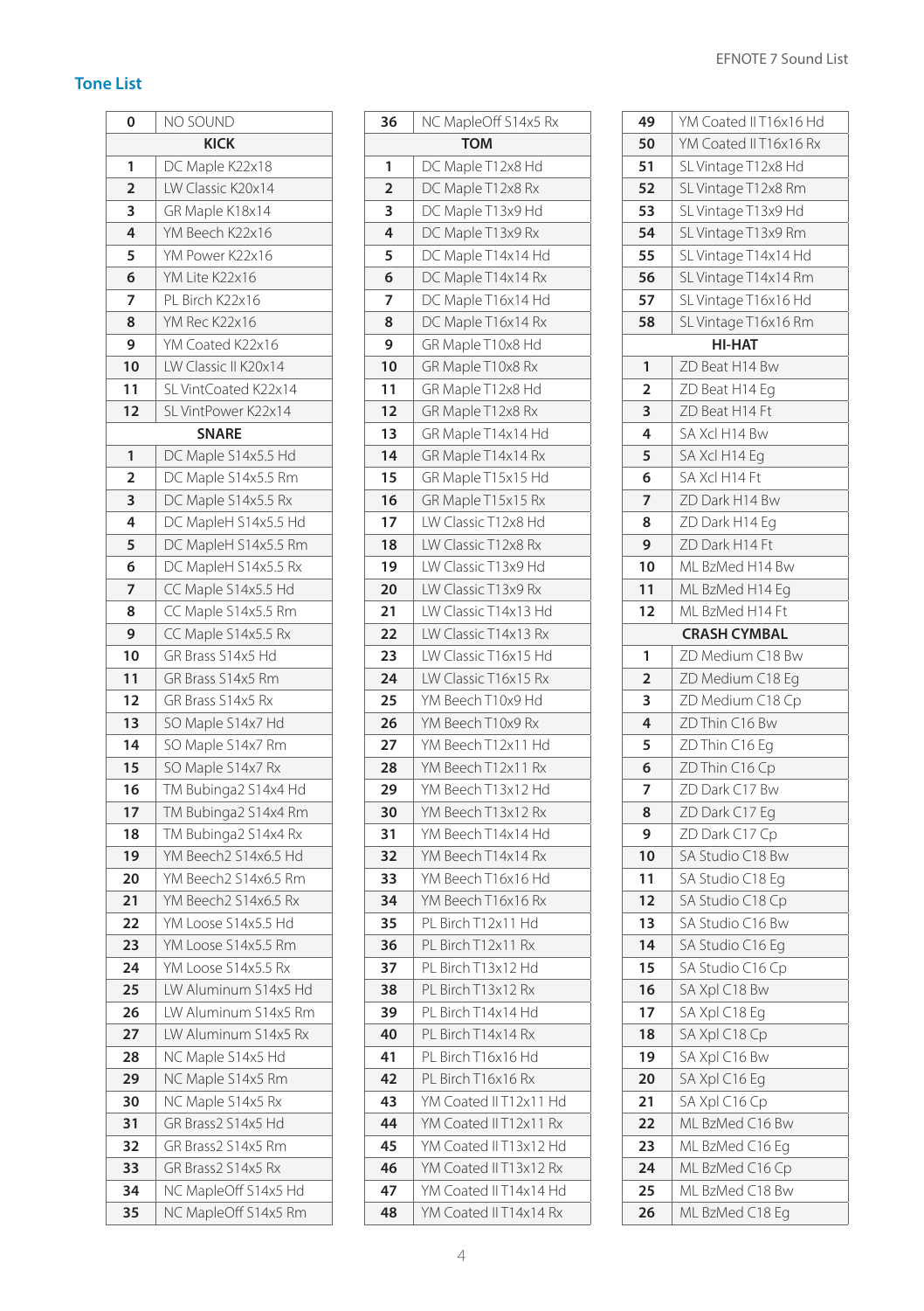## Tone List

| | |
|---|---|
| 0 | NO SOUND |
| **KICK** | |
| 1 | DC Maple K22x18 |
| 2 | LW Classic K20x14 |
| 3 | GR Maple K18x14 |
| 4 | YM Beech K22x16 |
| 5 | YM Power K22x16 |
| 6 | YM Lite K22x16 |
| 7 | PL Birch K22x16 |
| 8 | YM Rec K22x16 |
| 9 | YM Coated K22x16 |
| 10 | LW Classic II K20x14 |
| 11 | SL VintCoated K22x14 |
| 12 | SL VintPower K22x14 |
| **SNARE** | |
| 1 | DC Maple S14x5.5 Hd |
| 2 | DC Maple S14x5.5 Rm |
| 3 | DC Maple S14x5.5 Rx |
| 4 | DC MapleH S14x5.5 Hd |
| 5 | DC MapleH S14x5.5 Rm |
| 6 | DC MapleH S14x5.5 Rx |
| 7 | CC Maple S14x5.5 Hd |
| 8 | CC Maple S14x5.5 Rm |
| 9 | CC Maple S14x5.5 Rx |
| 10 | GR Brass S14x5 Hd |
| 11 | GR Brass S14x5 Rm |
| 12 | GR Brass S14x5 Rx |
| 13 | SO Maple S14x7 Hd |
| 14 | SO Maple S14x7 Rm |
| 15 | SO Maple S14x7 Rx |
| 16 | TM Bubinga2 S14x4 Hd |
| 17 | TM Bubinga2 S14x4 Rm |
| 18 | TM Bubinga2 S14x4 Rx |
| 19 | YM Beech2 S14x6.5 Hd |
| 20 | YM Beech2 S14x6.5 Rm |
| 21 | YM Beech2 S14x6.5 Rx |
| 22 | YM Loose S14x5.5 Hd |
| 23 | YM Loose S14x5.5 Rm |
| 24 | YM Loose S14x5.5 Rx |
| 25 | LW Aluminum S14x5 Hd |
| 26 | LW Aluminum S14x5 Rm |
| 27 | LW Aluminum S14x5 Rx |
| 28 | NC Maple S14x5 Hd |
| 29 | NC Maple S14x5 Rm |
| 30 | NC Maple S14x5 Rx |
| 31 | GR Brass2 S14x5 Hd |
| 32 | GR Brass2 S14x5 Rm |
| 33 | GR Brass2 S14x5 Rx |
| 34 | NC MapleOff S14x5 Hd |
| 35 | NC MapleOff S14x5 Rm |
| 36 | NC MapleOff S14x5 Rx |
| **TOM** | |
| 1 | DC Maple T12x8 Hd |
| 2 | DC Maple T12x8 Rx |
| 3 | DC Maple T13x9 Hd |
| 4 | DC Maple T13x9 Rx |
| 5 | DC Maple T14x14 Hd |
| 6 | DC Maple T14x14 Rx |
| 7 | DC Maple T16x14 Hd |
| 8 | DC Maple T16x14 Rx |
| 9 | GR Maple T10x8 Hd |
| 10 | GR Maple T10x8 Rx |
| 11 | GR Maple T12x8 Hd |
| 12 | GR Maple T12x8 Rx |
| 13 | GR Maple T14x14 Hd |
| 14 | GR Maple T14x14 Rx |
| 15 | GR Maple T15x15 Hd |
| 16 | GR Maple T15x15 Rx |
| 17 | LW Classic T12x8 Hd |
| 18 | LW Classic T12x8 Rx |
| 19 | LW Classic T13x9 Hd |
| 20 | LW Classic T13x9 Rx |
| 21 | LW Classic T14x13 Hd |
| 22 | LW Classic T14x13 Rx |
| 23 | LW Classic T16x15 Hd |
| 24 | LW Classic T16x15 Rx |
| 25 | YM Beech T10x9 Hd |
| 26 | YM Beech T10x9 Rx |
| 27 | YM Beech T12x11 Hd |
| 28 | YM Beech T12x11 Rx |
| 29 | YM Beech T13x12 Hd |
| 30 | YM Beech T13x12 Rx |
| 31 | YM Beech T14x14 Hd |
| 32 | YM Beech T14x14 Rx |
| 33 | YM Beech T16x16 Hd |
| 34 | YM Beech T16x16 Rx |
| 35 | PL Birch T12x11 Hd |
| 36 | PL Birch T12x11 Rx |
| 37 | PL Birch T13x12 Hd |
| 38 | PL Birch T13x12 Rx |
| 39 | PL Birch T14x14 Hd |
| 40 | PL Birch T14x14 Rx |
| 41 | PL Birch T16x16 Hd |
| 42 | PL Birch T16x16 Rx |
| 43 | YM Coated II T12x11 Hd |
| 44 | YM Coated II T12x11 Rx |
| 45 | YM Coated II T13x12 Hd |
| 46 | YM Coated II T13x12 Rx |
| 47 | YM Coated II T14x14 Hd |
| 48 | YM Coated II T14x14 Rx |
| 49 | YM Coated II T16x16 Hd |
| 50 | YM Coated II T16x16 Rx |
| 51 | SL Vintage T12x8 Hd |
| 52 | SL Vintage T12x8 Rm |
| 53 | SL Vintage T13x9 Hd |
| 54 | SL Vintage T13x9 Rm |
| 55 | SL Vintage T14x14 Hd |
| 56 | SL Vintage T14x14 Rm |
| 57 | SL Vintage T16x16 Hd |
| 58 | SL Vintage T16x16 Rm |
| **HI-HAT** | |
| 1 | ZD Beat H14 Bw |
| 2 | ZD Beat H14 Eg |
| 3 | ZD Beat H14 Ft |
| 4 | SA Xcl H14 Bw |
| 5 | SA Xcl H14 Eg |
| 6 | SA Xcl H14 Ft |
| 7 | ZD Dark H14 Bw |
| 8 | ZD Dark H14 Eg |
| 9 | ZD Dark H14 Ft |
| 10 | ML BzMed H14 Bw |
| 11 | ML BzMed H14 Eg |
| 12 | ML BzMed H14 Ft |
| **CRASH CYMBAL** | |
| 1 | ZD Medium C18 Bw |
| 2 | ZD Medium C18 Eg |
| 3 | ZD Medium C18 Cp |
| 4 | ZD Thin C16 Bw |
| 5 | ZD Thin C16 Eg |
| 6 | ZD Thin C16 Cp |
| 7 | ZD Dark C17 Bw |
| 8 | ZD Dark C17 Eg |
| 9 | ZD Dark C17 Cp |
| 10 | SA Studio C18 Bw |
| 11 | SA Studio C18 Eg |
| 12 | SA Studio C18 Cp |
| 13 | SA Studio C16 Bw |
| 14 | SA Studio C16 Eg |
| 15 | SA Studio C16 Cp |
| 16 | SA Xpl C18 Bw |
| 17 | SA Xpl C18 Eg |
| 18 | SA Xpl C18 Cp |
| 19 | SA Xpl C16 Bw |
| 20 | SA Xpl C16 Eg |
| 21 | SA Xpl C16 Cp |
| 22 | ML BzMed C16 Bw |
| 23 | ML BzMed C16 Eg |
| 24 | ML BzMed C16 Cp |
| 25 | ML BzMed C18 Bw |
| 26 | ML BzMed C18 Eg |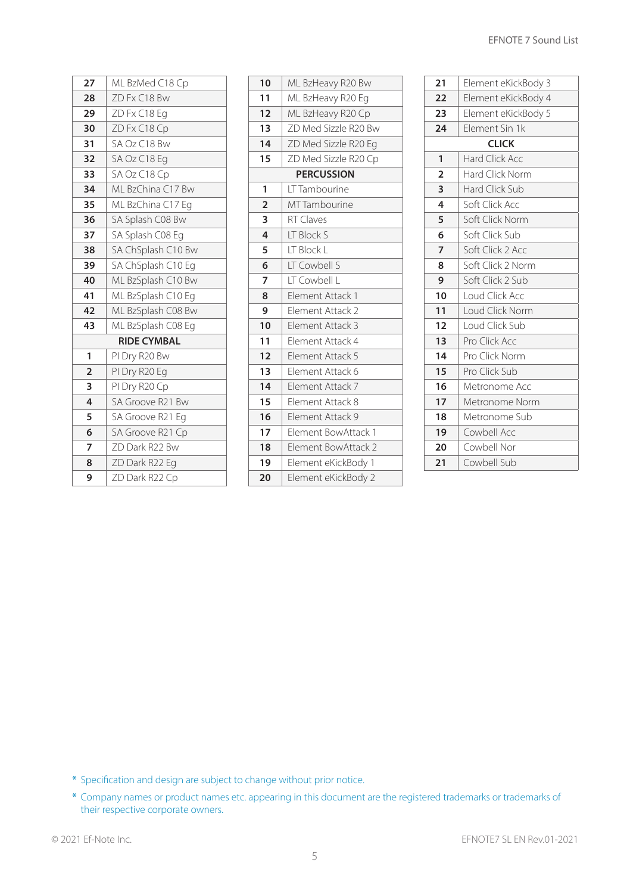| | |
|---|---|
| **27** | ML BzMed C18 Cp |
| **28** | ZD Fx C18 Bw |
| **29** | ZD Fx C18 Eg |
| **30** | ZD Fx C18 Cp |
| **31** | SA Oz C18 Bw |
| **32** | SA Oz C18 Eg |
| **33** | SA Oz C18 Cp |
| **34** | ML BzChina C17 Bw |
| **35** | ML BzChina C17 Eg |
| **36** | SA Splash C08 Bw |
| **37** | SA Splash C08 Eg |
| **38** | SA ChSplash C10 Bw |
| **39** | SA ChSplash C10 Eg |
| **40** | ML BzSplash C10 Bw |
| **41** | ML BzSplash C10 Eg |
| **42** | ML BzSplash C08 Bw |
| **43** | ML BzSplash C08 Eg |
| **RIDE CYMBAL** | |
| **1** | PI Dry R20 Bw |
| **2** | PI Dry R20 Eg |
| **3** | PI Dry R20 Cp |
| **4** | SA Groove R21 Bw |
| **5** | SA Groove R21 Eg |
| **6** | SA Groove R21 Cp |
| **7** | ZD Dark R22 Bw |
| **8** | ZD Dark R22 Eg |
| **9** | ZD Dark R22 Cp |
| **10** | ML BzHeavy R20 Bw |
| **11** | ML BzHeavy R20 Eg |
| **12** | ML BzHeavy R20 Cp |
| **13** | ZD Med Sizzle R20 Bw |
| **14** | ZD Med Sizzle R20 Eg |
| **15** | ZD Med Sizzle R20 Cp |
| **PERCUSSION** | |
| **1** | LT Tambourine |
| **2** | MT Tambourine |
| **3** | RT Claves |
| **4** | LT Block S |
| **5** | LT Block L |
| **6** | LT Cowbell S |
| **7** | LT Cowbell L |
| **8** | Element Attack 1 |
| **9** | Element Attack 2 |
| **10** | Element Attack 3 |
| **11** | Element Attack 4 |
| **12** | Element Attack 5 |
| **13** | Element Attack 6 |
| **14** | Element Attack 7 |
| **15** | Element Attack 8 |
| **16** | Element Attack 9 |
| **17** | Element BowAttack 1 |
| **18** | Element BowAttack 2 |
| **19** | Element eKickBody 1 |
| **20** | Element eKickBody 2 |
| **21** | Element eKickBody 3 |
| **22** | Element eKickBody 4 |
| **23** | Element eKickBody 5 |
| **24** | Element Sin 1k |
| **CLICK** | |
| **1** | Hard Click Acc |
| **2** | Hard Click Norm |
| **3** | Hard Click Sub |
| **4** | Soft Click Acc |
| **5** | Soft Click Norm |
| **6** | Soft Click Sub |
| **7** | Soft Click 2 Acc |
| **8** | Soft Click 2 Norm |
| **9** | Soft Click 2 Sub |
| **10** | Loud Click Acc |
| **11** | Loud Click Norm |
| **12** | Loud Click Sub |
| **13** | Pro Click Acc |
| **14** | Pro Click Norm |
| **15** | Pro Click Sub |
| **16** | Metronome Acc |
| **17** | Metronome Norm |
| **18** | Metronome Sub |
| **19** | Cowbell Acc |
| **20** | Cowbell Nor |
| **21** | Cowbell Sub |

* Specification and design are subject to change without prior notice.
* Company names or product names etc. appearing in this document are the registered trademarks or trademarks of their respective corporate owners.

© 2021 Ef-Note Inc.

EFNOTE7 SL EN Rev.01-2021